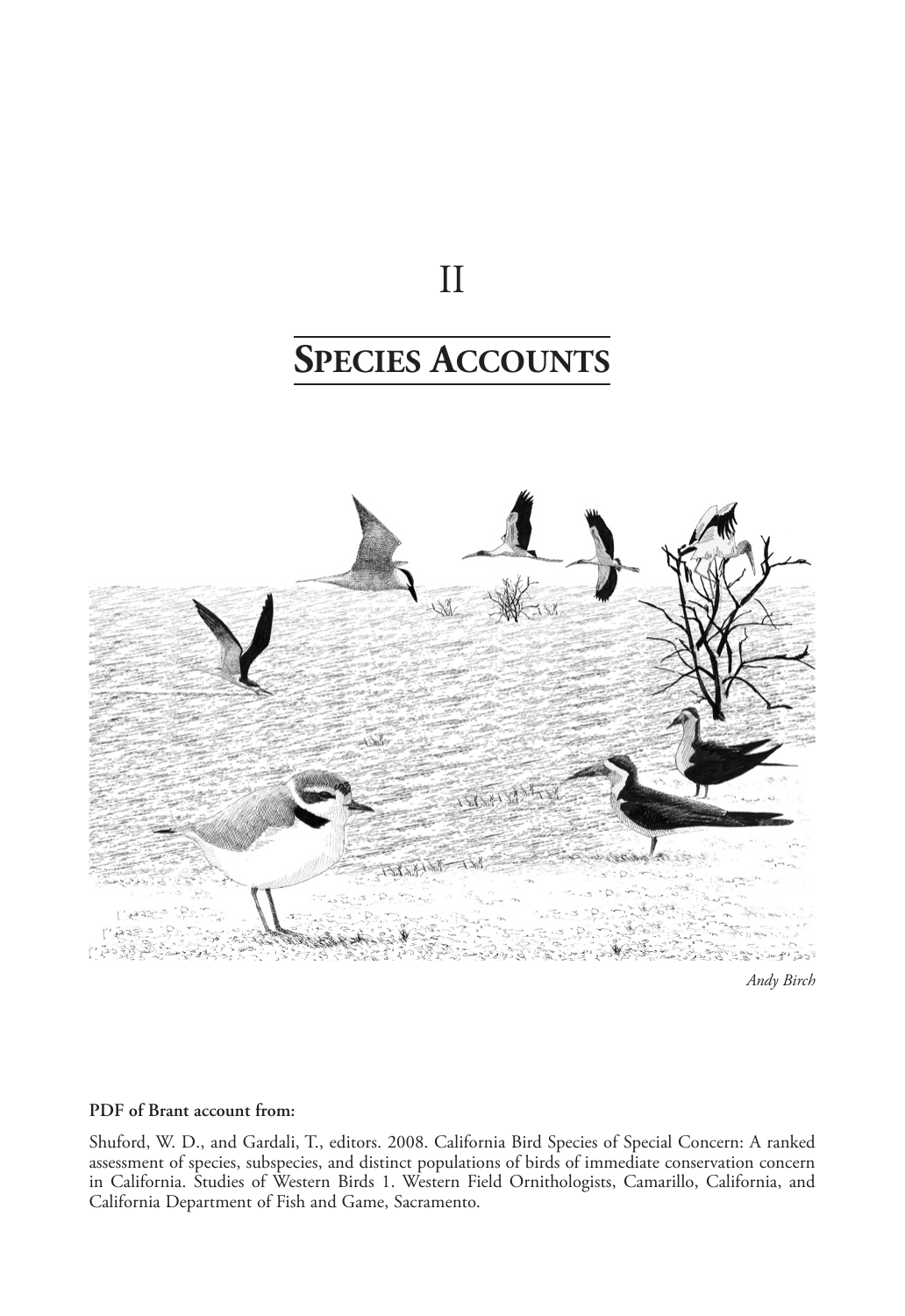# II

# SPECIES ACCOUNTS

*Andy Birch*

**PDF of Brant account from:**

Shuford, W. D., and Gardali, T., editors. 2008. California Bird Species of Special Concern: A ranked assessment of species, subspecies, and distinct populations of birds of immediate conservation concern in California. Studies of Western Birds 1. Western Field Ornithologists, Camarillo, California, and California Department of Fish and Game, Sacramento.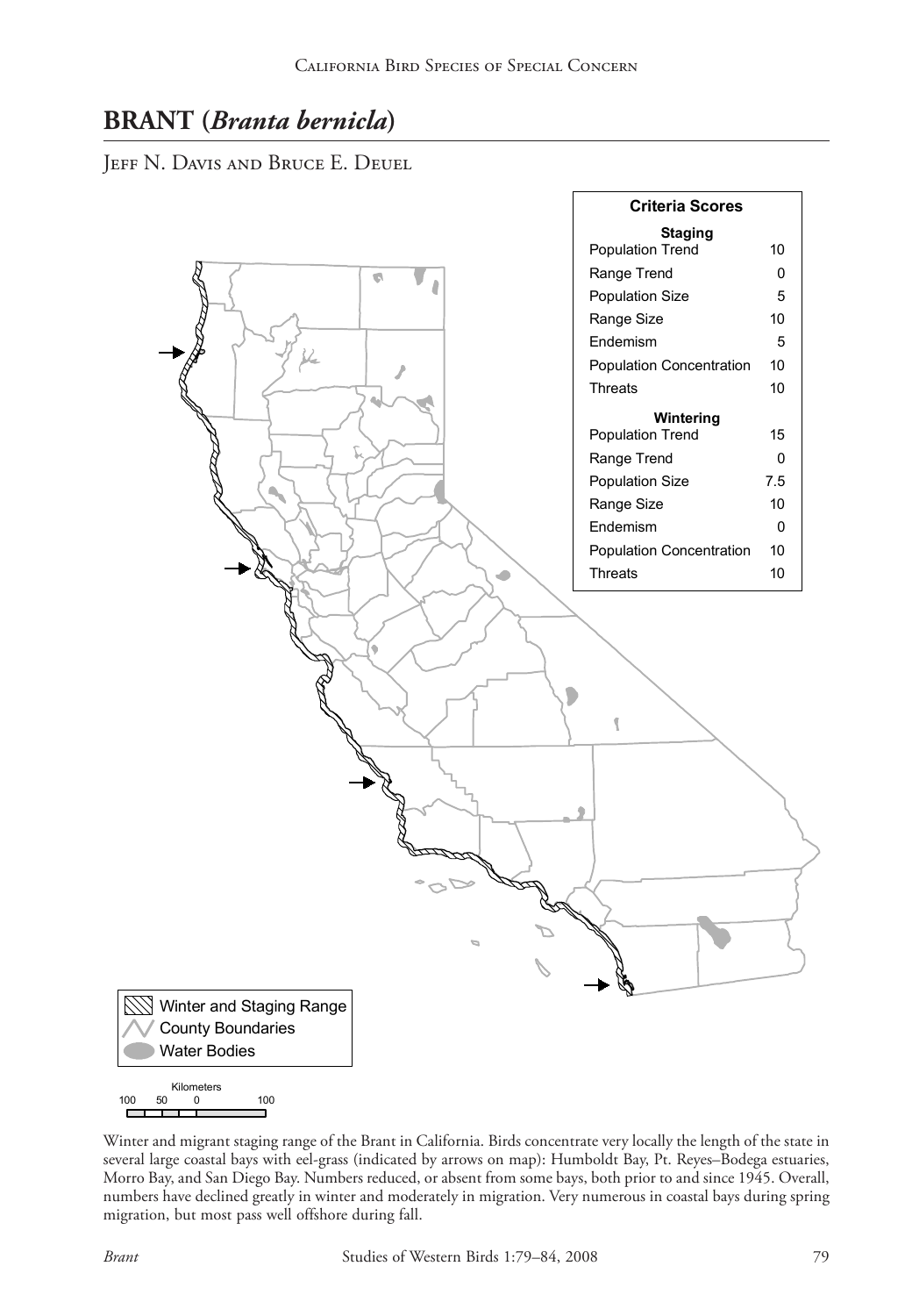# BRANT (*Branta bernicla*)

Jeff N. Davis and Bruce E. Deuel

| Criteria Scores | |
|---|---|
| **Staging** | |
| Population Trend | 10 |
| Range Trend | 0 |
| Population Size | 5 |
| Range Size | 10 |
| Endemism | 5 |
| Population Concentration | 10 |
| Threats | 10 |
| **Wintering** | |
| Population Trend | 15 |
| Range Trend | 0 |
| Population Size | 7.5 |
| Range Size | 10 |
| Endemism | 0 |
| Population Concentration | 10 |
| Threats | 10 |

Winter and Staging Range
County Boundaries
Water Bodies

Kilometers
100 50 0 100

Winter and migrant staging range of the Brant in California. Birds concentrate very locally the length of the state in several large coastal bays with eel-grass (indicated by arrows on map): Humboldt Bay, Pt. Reyes–Bodega estuaries, Morro Bay, and San Diego Bay. Numbers reduced, or absent from some bays, both prior to and since 1945. Overall, numbers have declined greatly in winter and moderately in migration. Very numerous in coastal bays during spring migration, but most pass well offshore during fall.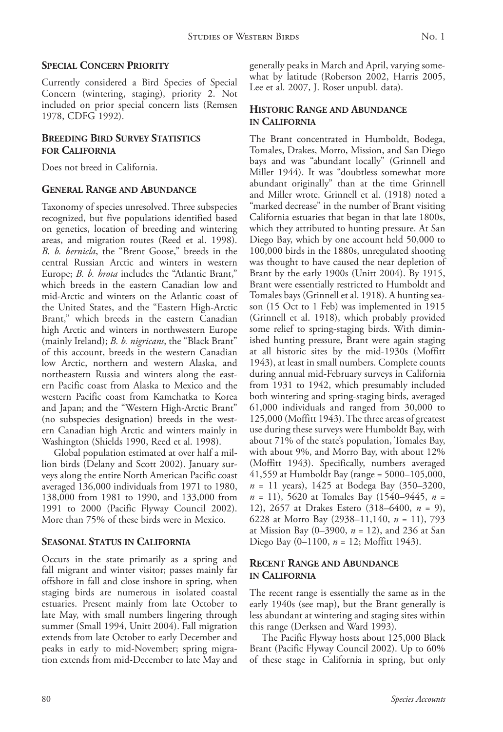## Special Concern Priority

Currently considered a Bird Species of Special Concern (wintering, staging), priority 2. Not included on prior special concern lists (Remsen 1978, CDFG 1992).

## Breeding Bird Survey Statistics for California

Does not breed in California.

## General Range and Abundance

Taxonomy of species unresolved. Three subspecies recognized, but five populations identified based on genetics, location of breeding and wintering areas, and migration routes (Reed et al. 1998). *B. b. bernicla*, the "Brent Goose," breeds in the central Russian Arctic and winters in western Europe; *B. b. hrota* includes the "Atlantic Brant," which breeds in the eastern Canadian low and mid-Arctic and winters on the Atlantic coast of the United States, and the "Eastern High-Arctic Brant," which breeds in the eastern Canadian high Arctic and winters in northwestern Europe (mainly Ireland); *B. b. nigricans*, the "Black Brant" of this account, breeds in the western Canadian low Arctic, northern and western Alaska, and northeastern Russia and winters along the eastern Pacific coast from Alaska to Mexico and the western Pacific coast from Kamchatka to Korea and Japan; and the "Western High-Arctic Brant" (no subspecies designation) breeds in the western Canadian high Arctic and winters mainly in Washington (Shields 1990, Reed et al. 1998).

Global population estimated at over half a million birds (Delany and Scott 2002). January surveys along the entire North American Pacific coast averaged 136,000 individuals from 1971 to 1980, 138,000 from 1981 to 1990, and 133,000 from 1991 to 2000 (Pacific Flyway Council 2002). More than 75% of these birds were in Mexico.

## Seasonal Status in California

Occurs in the state primarily as a spring and fall migrant and winter visitor; passes mainly far offshore in fall and close inshore in spring, when staging birds are numerous in isolated coastal estuaries. Present mainly from late October to late May, with small numbers lingering through summer (Small 1994, Unitt 2004). Fall migration extends from late October to early December and peaks in early to mid-November; spring migration extends from mid-December to late May and generally peaks in March and April, varying somewhat by latitude (Roberson 2002, Harris 2005, Lee et al. 2007, J. Roser unpubl. data).

## Historic Range and Abundance in California

The Brant concentrated in Humboldt, Bodega, Tomales, Drakes, Morro, Mission, and San Diego bays and was "abundant locally" (Grinnell and Miller 1944). It was "doubtless somewhat more abundant originally" than at the time Grinnell and Miller wrote. Grinnell et al. (1918) noted a "marked decrease" in the number of Brant visiting California estuaries that began in that late 1800s, which they attributed to hunting pressure. At San Diego Bay, which by one account held 50,000 to 100,000 birds in the 1880s, unregulated shooting was thought to have caused the near depletion of Brant by the early 1900s (Unitt 2004). By 1915, Brant were essentially restricted to Humboldt and Tomales bays (Grinnell et al. 1918). A hunting season (15 Oct to 1 Feb) was implemented in 1915 (Grinnell et al. 1918), which probably provided some relief to spring-staging birds. With diminished hunting pressure, Brant were again staging at all historic sites by the mid-1930s (Moffitt 1943), at least in small numbers. Complete counts during annual mid-February surveys in California from 1931 to 1942, which presumably included both wintering and spring-staging birds, averaged 61,000 individuals and ranged from 30,000 to 125,000 (Moffitt 1943). The three areas of greatest use during these surveys were Humboldt Bay, with about 71% of the state's population, Tomales Bay, with about 9%, and Morro Bay, with about 12% (Moffitt 1943). Specifically, numbers averaged 41,559 at Humboldt Bay (range = 5000–105,000, $n$ = 11 years), 1425 at Bodega Bay (350–3200, $n$ = 11), 5620 at Tomales Bay (1540–9445, $n$ = 12), 2657 at Drakes Estero (318–6400, $n$ = 9), 6228 at Morro Bay (2938–11,140, $n$ = 11), 793 at Mission Bay (0–3900, $n$ = 12), and 236 at San Diego Bay (0–1100, $n$ = 12; Moffitt 1943).

## Recent Range and Abundance in California

The recent range is essentially the same as in the early 1940s (see map), but the Brant generally is less abundant at wintering and staging sites within this range (Derksen and Ward 1993).

The Pacific Flyway hosts about 125,000 Black Brant (Pacific Flyway Council 2002). Up to 60% of these stage in California in spring, but only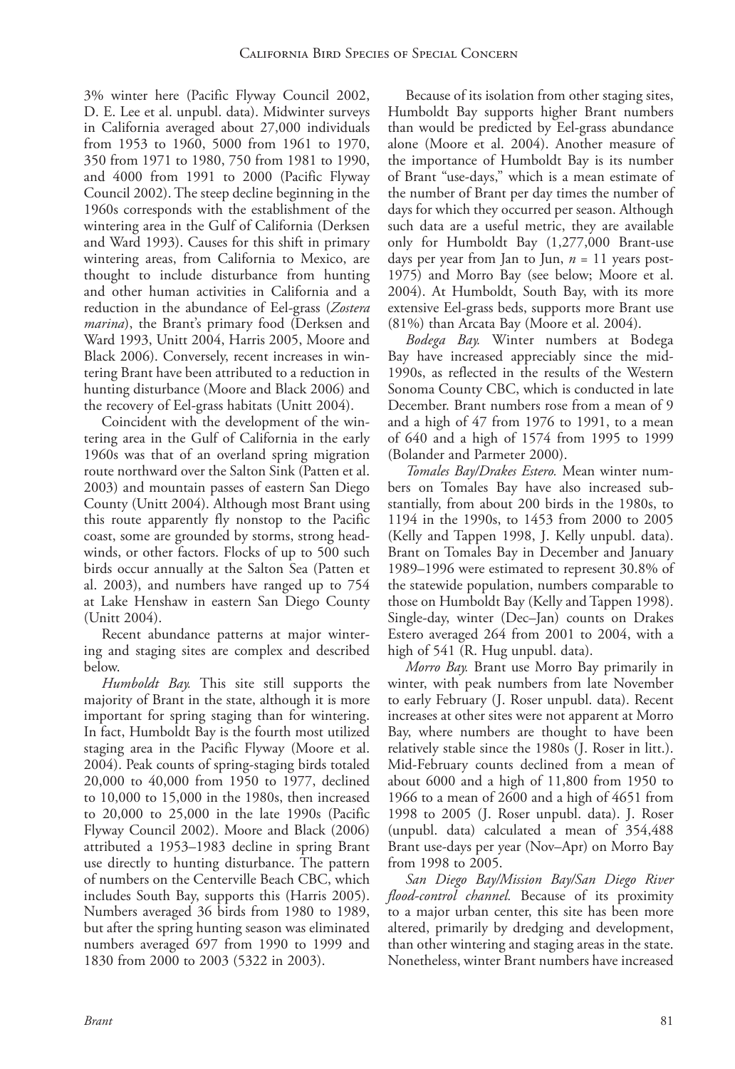3% winter here (Pacific Flyway Council 2002, D. E. Lee et al. unpubl. data). Midwinter surveys in California averaged about 27,000 individuals from 1953 to 1960, 5000 from 1961 to 1970, 350 from 1971 to 1980, 750 from 1981 to 1990, and 4000 from 1991 to 2000 (Pacific Flyway Council 2002). The steep decline beginning in the 1960s corresponds with the establishment of the wintering area in the Gulf of California (Derksen and Ward 1993). Causes for this shift in primary wintering areas, from California to Mexico, are thought to include disturbance from hunting and other human activities in California and a reduction in the abundance of Eel-grass (*Zostera marina*), the Brant's primary food (Derksen and Ward 1993, Unitt 2004, Harris 2005, Moore and Black 2006). Conversely, recent increases in wintering Brant have been attributed to a reduction in hunting disturbance (Moore and Black 2006) and the recovery of Eel-grass habitats (Unitt 2004).

Coincident with the development of the wintering area in the Gulf of California in the early 1960s was that of an overland spring migration route northward over the Salton Sink (Patten et al. 2003) and mountain passes of eastern San Diego County (Unitt 2004). Although most Brant using this route apparently fly nonstop to the Pacific coast, some are grounded by storms, strong headwinds, or other factors. Flocks of up to 500 such birds occur annually at the Salton Sea (Patten et al. 2003), and numbers have ranged up to 754 at Lake Henshaw in eastern San Diego County (Unitt 2004).

Recent abundance patterns at major wintering and staging sites are complex and described below.

*Humboldt Bay.* This site still supports the majority of Brant in the state, although it is more important for spring staging than for wintering. In fact, Humboldt Bay is the fourth most utilized staging area in the Pacific Flyway (Moore et al. 2004). Peak counts of spring-staging birds totaled 20,000 to 40,000 from 1950 to 1977, declined to 10,000 to 15,000 in the 1980s, then increased to 20,000 to 25,000 in the late 1990s (Pacific Flyway Council 2002). Moore and Black (2006) attributed a 1953–1983 decline in spring Brant use directly to hunting disturbance. The pattern of numbers on the Centerville Beach CBC, which includes South Bay, supports this (Harris 2005). Numbers averaged 36 birds from 1980 to 1989, but after the spring hunting season was eliminated numbers averaged 697 from 1990 to 1999 and 1830 from 2000 to 2003 (5322 in 2003).

Because of its isolation from other staging sites, Humboldt Bay supports higher Brant numbers than would be predicted by Eel-grass abundance alone (Moore et al. 2004). Another measure of the importance of Humboldt Bay is its number of Brant "use-days," which is a mean estimate of the number of Brant per day times the number of days for which they occurred per season. Although such data are a useful metric, they are available only for Humboldt Bay (1,277,000 Brant-use days per year from Jan to Jun, $n$ = 11 years post-1975) and Morro Bay (see below; Moore et al. 2004). At Humboldt, South Bay, with its more extensive Eel-grass beds, supports more Brant use (81%) than Arcata Bay (Moore et al. 2004).

*Bodega Bay.* Winter numbers at Bodega Bay have increased appreciably since the mid-1990s, as reflected in the results of the Western Sonoma County CBC, which is conducted in late December. Brant numbers rose from a mean of 9 and a high of 47 from 1976 to 1991, to a mean of 640 and a high of 1574 from 1995 to 1999 (Bolander and Parmeter 2000).

*Tomales Bay/Drakes Estero.* Mean winter numbers on Tomales Bay have also increased substantially, from about 200 birds in the 1980s, to 1194 in the 1990s, to 1453 from 2000 to 2005 (Kelly and Tappen 1998, J. Kelly unpubl. data). Brant on Tomales Bay in December and January 1989–1996 were estimated to represent 30.8% of the statewide population, numbers comparable to those on Humboldt Bay (Kelly and Tappen 1998). Single-day, winter (Dec–Jan) counts on Drakes Estero averaged 264 from 2001 to 2004, with a high of 541 (R. Hug unpubl. data).

*Morro Bay.* Brant use Morro Bay primarily in winter, with peak numbers from late November to early February (J. Roser unpubl. data). Recent increases at other sites were not apparent at Morro Bay, where numbers are thought to have been relatively stable since the 1980s (J. Roser in litt.). Mid-February counts declined from a mean of about 6000 and a high of 11,800 from 1950 to 1966 to a mean of 2600 and a high of 4651 from 1998 to 2005 (J. Roser unpubl. data). J. Roser (unpubl. data) calculated a mean of 354,488 Brant use-days per year (Nov–Apr) on Morro Bay from 1998 to 2005.

*San Diego Bay/Mission Bay/San Diego River flood-control channel.* Because of its proximity to a major urban center, this site has been more altered, primarily by dredging and development, than other wintering and staging areas in the state. Nonetheless, winter Brant numbers have increased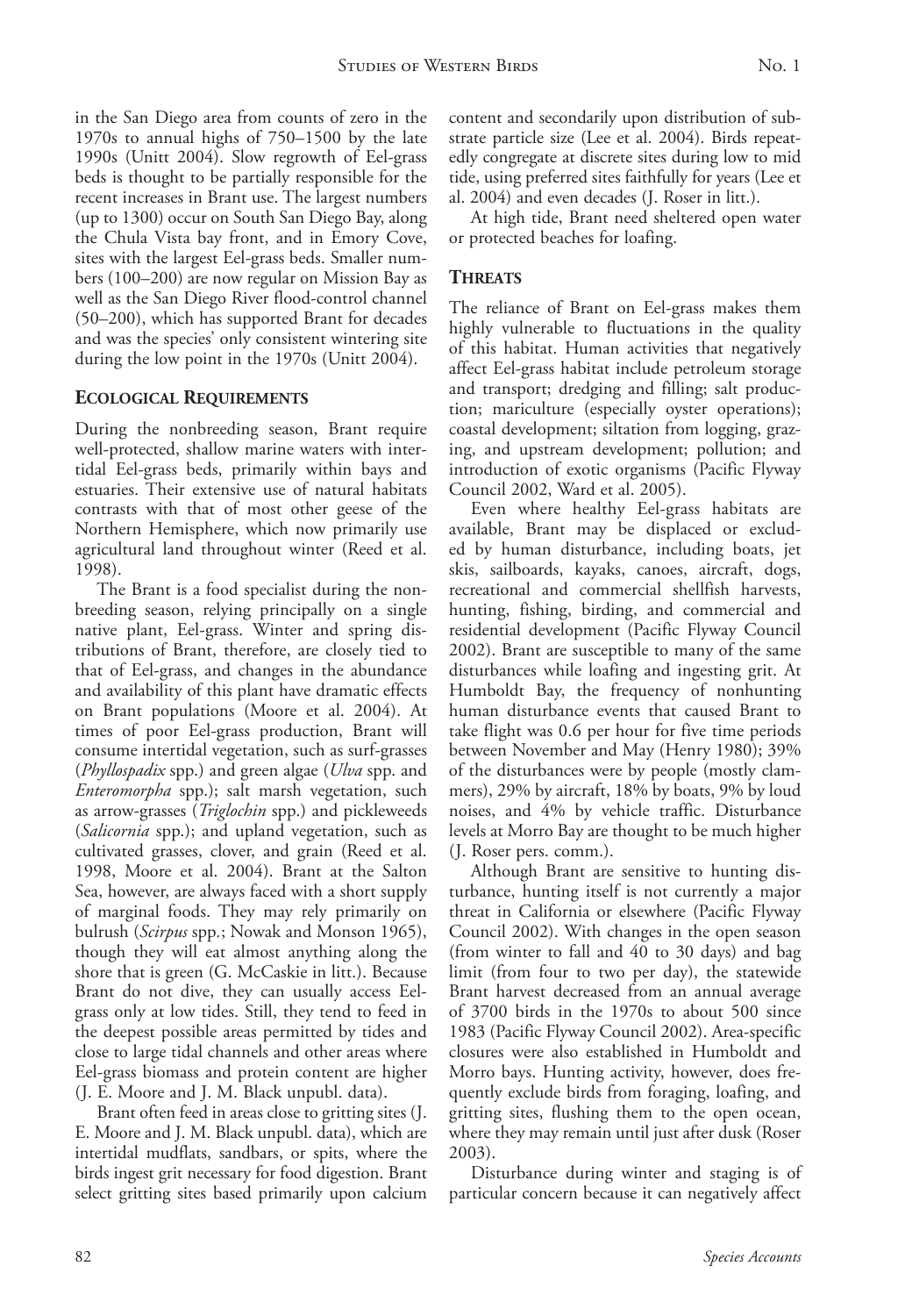in the San Diego area from counts of zero in the 1970s to annual highs of 750–1500 by the late 1990s (Unitt 2004). Slow regrowth of Eel-grass beds is thought to be partially responsible for the recent increases in Brant use. The largest numbers (up to 1300) occur on South San Diego Bay, along the Chula Vista bay front, and in Emory Cove, sites with the largest Eel-grass beds. Smaller numbers (100–200) are now regular on Mission Bay as well as the San Diego River flood-control channel (50–200), which has supported Brant for decades and was the species' only consistent wintering site during the low point in the 1970s (Unitt 2004).

## Ecological Requirements

During the nonbreeding season, Brant require well-protected, shallow marine waters with intertidal Eel-grass beds, primarily within bays and estuaries. Their extensive use of natural habitats contrasts with that of most other geese of the Northern Hemisphere, which now primarily use agricultural land throughout winter (Reed et al. 1998).

The Brant is a food specialist during the nonbreeding season, relying principally on a single native plant, Eel-grass. Winter and spring distributions of Brant, therefore, are closely tied to that of Eel-grass, and changes in the abundance and availability of this plant have dramatic effects on Brant populations (Moore et al. 2004). At times of poor Eel-grass production, Brant will consume intertidal vegetation, such as surf-grasses (*Phyllospadix* spp.) and green algae (*Ulva* spp. and *Enteromorpha* spp.); salt marsh vegetation, such as arrow-grasses (*Triglochin* spp.) and pickleweeds (*Salicornia* spp.); and upland vegetation, such as cultivated grasses, clover, and grain (Reed et al. 1998, Moore et al. 2004). Brant at the Salton Sea, however, are always faced with a short supply of marginal foods. They may rely primarily on bulrush (*Scirpus* spp.; Nowak and Monson 1965), though they will eat almost anything along the shore that is green (G. McCaskie in litt.). Because Brant do not dive, they can usually access Eel-grass only at low tides. Still, they tend to feed in the deepest possible areas permitted by tides and close to large tidal channels and other areas where Eel-grass biomass and protein content are higher (J. E. Moore and J. M. Black unpubl. data).

Brant often feed in areas close to gritting sites (J. E. Moore and J. M. Black unpubl. data), which are intertidal mudflats, sandbars, or spits, where the birds ingest grit necessary for food digestion. Brant select gritting sites based primarily upon calcium content and secondarily upon distribution of substrate particle size (Lee et al. 2004). Birds repeatedly congregate at discrete sites during low to mid tide, using preferred sites faithfully for years (Lee et al. 2004) and even decades (J. Roser in litt.).

At high tide, Brant need sheltered open water or protected beaches for loafing.

## Threats

The reliance of Brant on Eel-grass makes them highly vulnerable to fluctuations in the quality of this habitat. Human activities that negatively affect Eel-grass habitat include petroleum storage and transport; dredging and filling; salt production; mariculture (especially oyster operations); coastal development; siltation from logging, grazing, and upstream development; pollution; and introduction of exotic organisms (Pacific Flyway Council 2002, Ward et al. 2005).

Even where healthy Eel-grass habitats are available, Brant may be displaced or excluded by human disturbance, including boats, jet skis, sailboards, kayaks, canoes, aircraft, dogs, recreational and commercial shellfish harvests, hunting, fishing, birding, and commercial and residential development (Pacific Flyway Council 2002). Brant are susceptible to many of the same disturbances while loafing and ingesting grit. At Humboldt Bay, the frequency of nonhunting human disturbance events that caused Brant to take flight was 0.6 per hour for five time periods between November and May (Henry 1980); 39% of the disturbances were by people (mostly clammers), 29% by aircraft, 18% by boats, 9% by loud noises, and 4% by vehicle traffic. Disturbance levels at Morro Bay are thought to be much higher (J. Roser pers. comm.).

Although Brant are sensitive to hunting disturbance, hunting itself is not currently a major threat in California or elsewhere (Pacific Flyway Council 2002). With changes in the open season (from winter to fall and 40 to 30 days) and bag limit (from four to two per day), the statewide Brant harvest decreased from an annual average of 3700 birds in the 1970s to about 500 since 1983 (Pacific Flyway Council 2002). Area-specific closures were also established in Humboldt and Morro bays. Hunting activity, however, does frequently exclude birds from foraging, loafing, and gritting sites, flushing them to the open ocean, where they may remain until just after dusk (Roser 2003).

Disturbance during winter and staging is of particular concern because it can negatively affect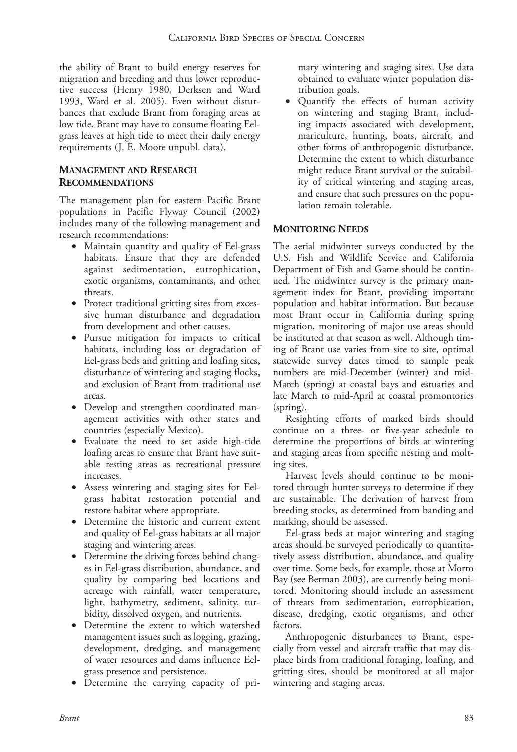the ability of Brant to build energy reserves for migration and breeding and thus lower reproductive success (Henry 1980, Derksen and Ward 1993, Ward et al. 2005). Even without disturbances that exclude Brant from foraging areas at low tide, Brant may have to consume floating Eelgrass leaves at high tide to meet their daily energy requirements (J. E. Moore unpubl. data).

## Management and Research Recommendations

The management plan for eastern Pacific Brant populations in Pacific Flyway Council (2002) includes many of the following management and research recommendations:

- Maintain quantity and quality of Eel-grass habitats. Ensure that they are defended against sedimentation, eutrophication, exotic organisms, contaminants, and other threats.
- Protect traditional gritting sites from excessive human disturbance and degradation from development and other causes.
- Pursue mitigation for impacts to critical habitats, including loss or degradation of Eel-grass beds and gritting and loafing sites, disturbance of wintering and staging flocks, and exclusion of Brant from traditional use areas.
- Develop and strengthen coordinated management activities with other states and countries (especially Mexico).
- Evaluate the need to set aside high-tide loafing areas to ensure that Brant have suitable resting areas as recreational pressure increases.
- Assess wintering and staging sites for Eelgrass habitat restoration potential and restore habitat where appropriate.
- Determine the historic and current extent and quality of Eel-grass habitats at all major staging and wintering areas.
- Determine the driving forces behind changes in Eel-grass distribution, abundance, and quality by comparing bed locations and acreage with rainfall, water temperature, light, bathymetry, sediment, salinity, turbidity, dissolved oxygen, and nutrients.
- Determine the extent to which watershed management issues such as logging, grazing, development, dredging, and management of water resources and dams influence Eelgrass presence and persistence.
- Determine the carrying capacity of primary wintering and staging sites. Use data obtained to evaluate winter population distribution goals.
- Quantify the effects of human activity on wintering and staging Brant, including impacts associated with development, mariculture, hunting, boats, aircraft, and other forms of anthropogenic disturbance. Determine the extent to which disturbance might reduce Brant survival or the suitability of critical wintering and staging areas, and ensure that such pressures on the population remain tolerable.

## Monitoring Needs

The aerial midwinter surveys conducted by the U.S. Fish and Wildlife Service and California Department of Fish and Game should be continued. The midwinter survey is the primary management index for Brant, providing important population and habitat information. But because most Brant occur in California during spring migration, monitoring of major use areas should be instituted at that season as well. Although timing of Brant use varies from site to site, optimal statewide survey dates timed to sample peak numbers are mid-December (winter) and mid-March (spring) at coastal bays and estuaries and late March to mid-April at coastal promontories (spring).

Resighting efforts of marked birds should continue on a three- or five-year schedule to determine the proportions of birds at wintering and staging areas from specific nesting and molting sites.

Harvest levels should continue to be monitored through hunter surveys to determine if they are sustainable. The derivation of harvest from breeding stocks, as determined from banding and marking, should be assessed.

Eel-grass beds at major wintering and staging areas should be surveyed periodically to quantitatively assess distribution, abundance, and quality over time. Some beds, for example, those at Morro Bay (see Berman 2003), are currently being monitored. Monitoring should include an assessment of threats from sedimentation, eutrophication, disease, dredging, exotic organisms, and other factors.

Anthropogenic disturbances to Brant, especially from vessel and aircraft traffic that may displace birds from traditional foraging, loafing, and gritting sites, should be monitored at all major wintering and staging areas.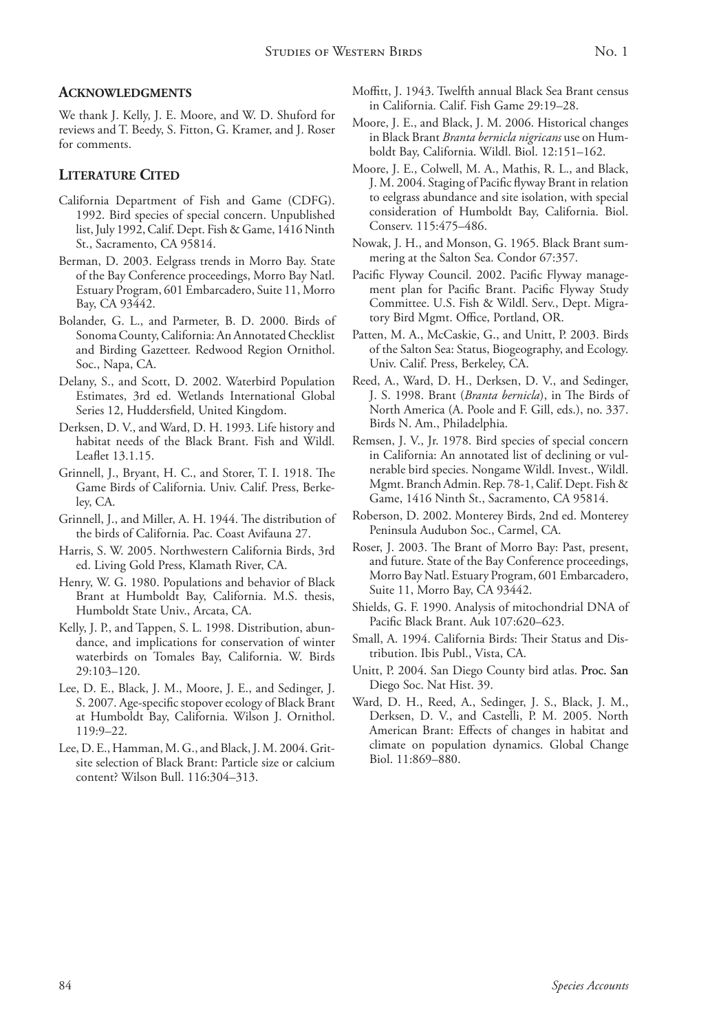## Acknowledgments

We thank J. Kelly, J. E. Moore, and W. D. Shuford for reviews and T. Beedy, S. Fitton, G. Kramer, and J. Roser for comments.

## Literature Cited

California Department of Fish and Game (CDFG). 1992. Bird species of special concern. Unpublished list, July 1992, Calif. Dept. Fish & Game, 1416 Ninth St., Sacramento, CA 95814.

Berman, D. 2003. Eelgrass trends in Morro Bay. State of the Bay Conference proceedings, Morro Bay Natl. Estuary Program, 601 Embarcadero, Suite 11, Morro Bay, CA 93442.

Bolander, G. L., and Parmeter, B. D. 2000. Birds of Sonoma County, California: An Annotated Checklist and Birding Gazetteer. Redwood Region Ornithol. Soc., Napa, CA.

Delany, S., and Scott, D. 2002. Waterbird Population Estimates, 3rd ed. Wetlands International Global Series 12, Huddersfield, United Kingdom.

Derksen, D. V., and Ward, D. H. 1993. Life history and habitat needs of the Black Brant. Fish and Wildl. Leaflet 13.1.15.

Grinnell, J., Bryant, H. C., and Storer, T. I. 1918. The Game Birds of California. Univ. Calif. Press, Berkeley, CA.

Grinnell, J., and Miller, A. H. 1944. The distribution of the birds of California. Pac. Coast Avifauna 27.

Harris, S. W. 2005. Northwestern California Birds, 3rd ed. Living Gold Press, Klamath River, CA.

Henry, W. G. 1980. Populations and behavior of Black Brant at Humboldt Bay, California. M.S. thesis, Humboldt State Univ., Arcata, CA.

Kelly, J. P., and Tappen, S. L. 1998. Distribution, abundance, and implications for conservation of winter waterbirds on Tomales Bay, California. W. Birds 29:103–120.

Lee, D. E., Black, J. M., Moore, J. E., and Sedinger, J. S. 2007. Age-specific stopover ecology of Black Brant at Humboldt Bay, California. Wilson J. Ornithol. 119:9–22.

Lee, D. E., Hamman, M. G., and Black, J. M. 2004. Grit-site selection of Black Brant: Particle size or calcium content? Wilson Bull. 116:304–313.

Moffitt, J. 1943. Twelfth annual Black Sea Brant census in California. Calif. Fish Game 29:19–28.

Moore, J. E., and Black, J. M. 2006. Historical changes in Black Brant *Branta bernicla nigricans* use on Humboldt Bay, California. Wildl. Biol. 12:151–162.

Moore, J. E., Colwell, M. A., Mathis, R. L., and Black, J. M. 2004. Staging of Pacific flyway Brant in relation to eelgrass abundance and site isolation, with special consideration of Humboldt Bay, California. Biol. Conserv. 115:475–486.

Nowak, J. H., and Monson, G. 1965. Black Brant summering at the Salton Sea. Condor 67:357.

Pacific Flyway Council. 2002. Pacific Flyway management plan for Pacific Brant. Pacific Flyway Study Committee. U.S. Fish & Wildl. Serv., Dept. Migratory Bird Mgmt. Office, Portland, OR.

Patten, M. A., McCaskie, G., and Unitt, P. 2003. Birds of the Salton Sea: Status, Biogeography, and Ecology. Univ. Calif. Press, Berkeley, CA.

Reed, A., Ward, D. H., Derksen, D. V., and Sedinger, J. S. 1998. Brant (*Branta bernicla*), in The Birds of North America (A. Poole and F. Gill, eds.), no. 337. Birds N. Am., Philadelphia.

Remsen, J. V., Jr. 1978. Bird species of special concern in California: An annotated list of declining or vulnerable bird species. Nongame Wildl. Invest., Wildl. Mgmt. Branch Admin. Rep. 78-1, Calif. Dept. Fish & Game, 1416 Ninth St., Sacramento, CA 95814.

Roberson, D. 2002. Monterey Birds, 2nd ed. Monterey Peninsula Audubon Soc., Carmel, CA.

Roser, J. 2003. The Brant of Morro Bay: Past, present, and future. State of the Bay Conference proceedings, Morro Bay Natl. Estuary Program, 601 Embarcadero, Suite 11, Morro Bay, CA 93442.

Shields, G. F. 1990. Analysis of mitochondrial DNA of Pacific Black Brant. Auk 107:620–623.

Small, A. 1994. California Birds: Their Status and Distribution. Ibis Publ., Vista, CA.

Unitt, P. 2004. San Diego County bird atlas. Proc. San Diego Soc. Nat Hist. 39.

Ward, D. H., Reed, A., Sedinger, J. S., Black, J. M., Derksen, D. V., and Castelli, P. M. 2005. North American Brant: Effects of changes in habitat and climate on population dynamics. Global Change Biol. 11:869–880.